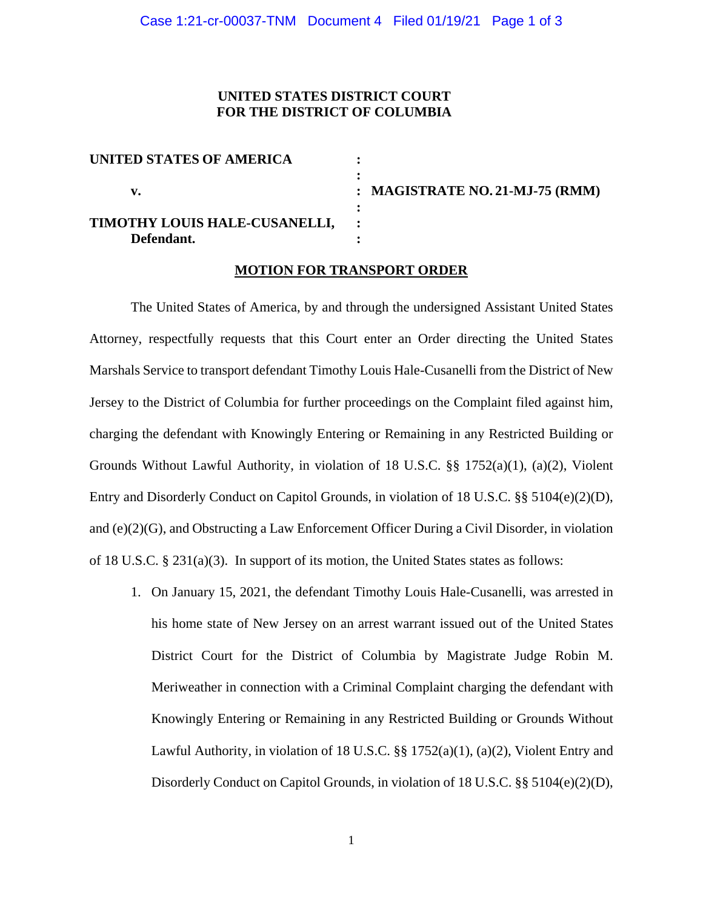**UNITED STATES DISTRICT COURT**
**FOR THE DISTRICT OF COLUMBIA**

| | | |
|---|---|---|
| **UNITED STATES OF AMERICA** | : | |
| | : | |
| **v.** | : | **MAGISTRATE NO. 21-MJ-75 (RMM)** |
| | : | |
| **TIMOTHY LOUIS HALE-CUSANELLI,** | : | |
| **Defendant.** | : | |

**MOTION FOR TRANSPORT ORDER**

The United States of America, by and through the undersigned Assistant United States Attorney, respectfully requests that this Court enter an Order directing the United States Marshals Service to transport defendant Timothy Louis Hale-Cusanelli from the District of New Jersey to the District of Columbia for further proceedings on the Complaint filed against him, charging the defendant with Knowingly Entering or Remaining in any Restricted Building or Grounds Without Lawful Authority, in violation of 18 U.S.C. §§ 1752(a)(1), (a)(2), Violent Entry and Disorderly Conduct on Capitol Grounds, in violation of 18 U.S.C. §§ 5104(e)(2)(D), and (e)(2)(G), and Obstructing a Law Enforcement Officer During a Civil Disorder, in violation of 18 U.S.C. § 231(a)(3). In support of its motion, the United States states as follows:

1. On January 15, 2021, the defendant Timothy Louis Hale-Cusanelli, was arrested in his home state of New Jersey on an arrest warrant issued out of the United States District Court for the District of Columbia by Magistrate Judge Robin M. Meriweather in connection with a Criminal Complaint charging the defendant with Knowingly Entering or Remaining in any Restricted Building or Grounds Without Lawful Authority, in violation of 18 U.S.C. §§ 1752(a)(1), (a)(2), Violent Entry and Disorderly Conduct on Capitol Grounds, in violation of 18 U.S.C. §§ 5104(e)(2)(D),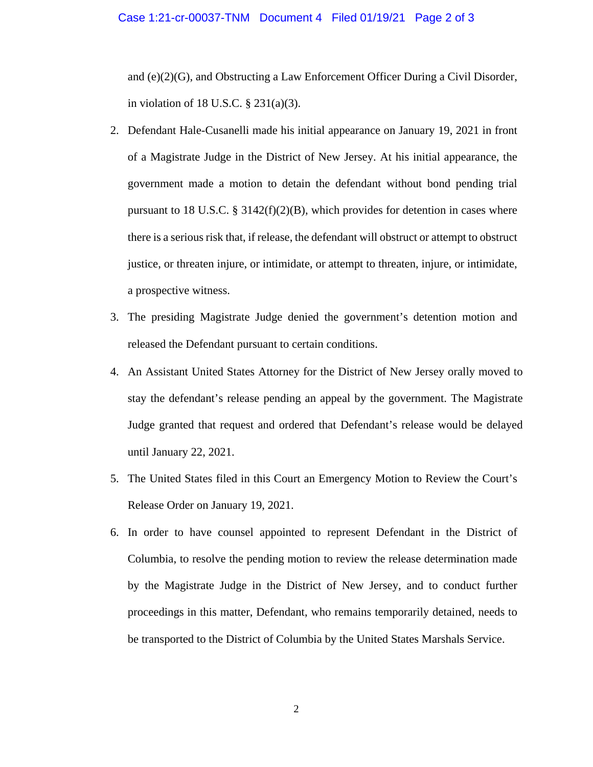and (e)(2)(G), and Obstructing a Law Enforcement Officer During a Civil Disorder, in violation of 18 U.S.C. § 231(a)(3).

2. Defendant Hale-Cusanelli made his initial appearance on January 19, 2021 in front of a Magistrate Judge in the District of New Jersey. At his initial appearance, the government made a motion to detain the defendant without bond pending trial pursuant to 18 U.S.C. § 3142(f)(2)(B), which provides for detention in cases where there is a serious risk that, if release, the defendant will obstruct or attempt to obstruct justice, or threaten injure, or intimidate, or attempt to threaten, injure, or intimidate, a prospective witness.

3. The presiding Magistrate Judge denied the government's detention motion and released the Defendant pursuant to certain conditions.

4. An Assistant United States Attorney for the District of New Jersey orally moved to stay the defendant's release pending an appeal by the government. The Magistrate Judge granted that request and ordered that Defendant's release would be delayed until January 22, 2021.

5. The United States filed in this Court an Emergency Motion to Review the Court's Release Order on January 19, 2021.

6. In order to have counsel appointed to represent Defendant in the District of Columbia, to resolve the pending motion to review the release determination made by the Magistrate Judge in the District of New Jersey, and to conduct further proceedings in this matter, Defendant, who remains temporarily detained, needs to be transported to the District of Columbia by the United States Marshals Service.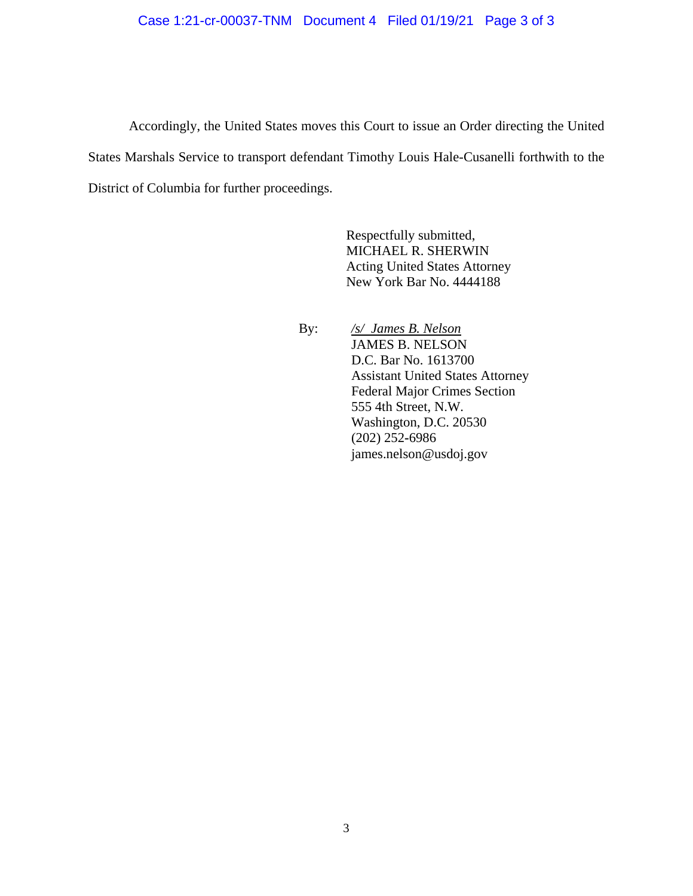Accordingly, the United States moves this Court to issue an Order directing the United States Marshals Service to transport defendant Timothy Louis Hale-Cusanelli forthwith to the District of Columbia for further proceedings.

Respectfully submitted,
MICHAEL R. SHERWIN
Acting United States Attorney
New York Bar No. 4444188

By: */s/ James B. Nelson*
JAMES B. NELSON
D.C. Bar No. 1613700
Assistant United States Attorney
Federal Major Crimes Section
555 4th Street, N.W.
Washington, D.C. 20530
(202) 252-6986
james.nelson@usdoj.gov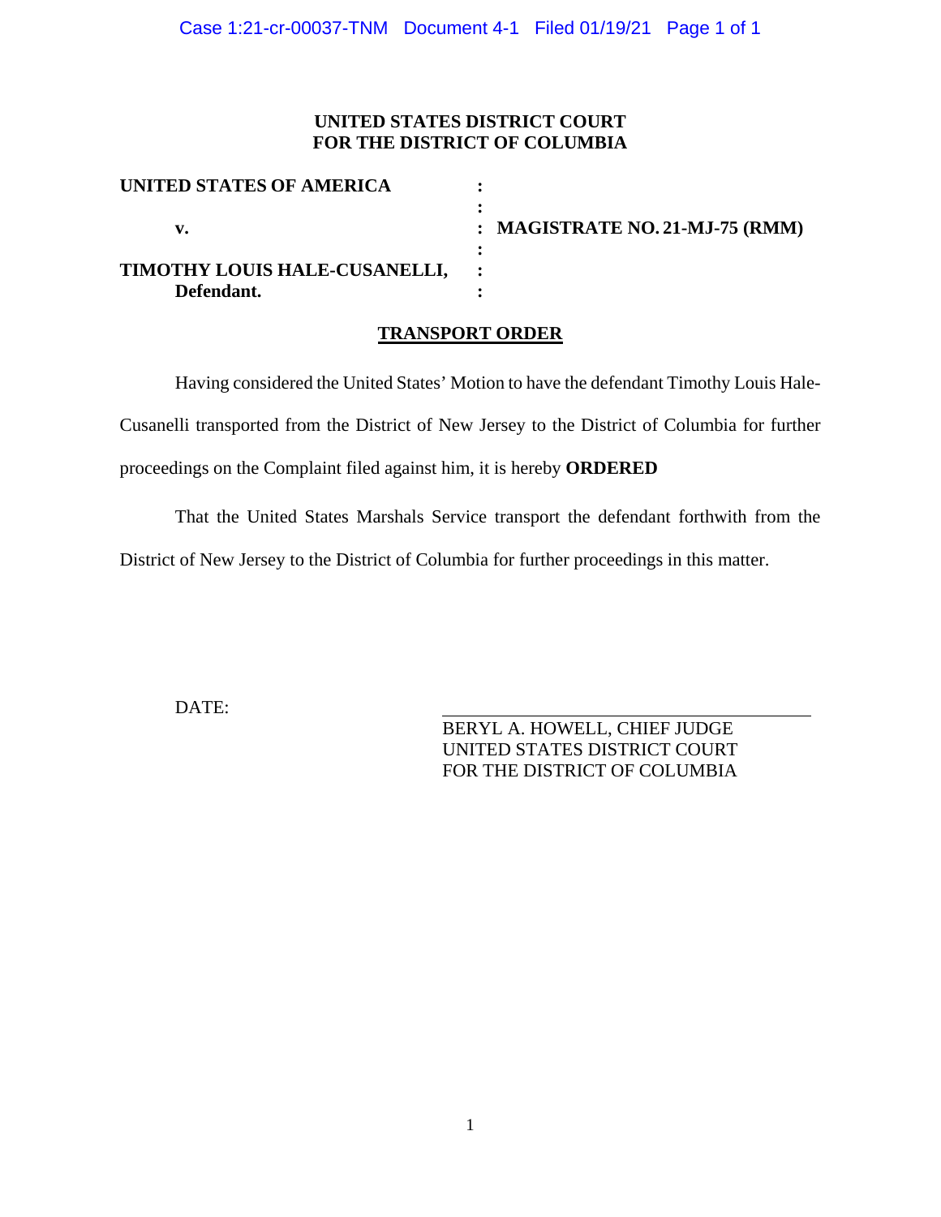**UNITED STATES DISTRICT COURT**
**FOR THE DISTRICT OF COLUMBIA**

| | | |
|---|---|---|
| **UNITED STATES OF AMERICA** | : | |
| | : | |
| **v.** | : | **MAGISTRATE NO. 21-MJ-75 (RMM)** |
| | : | |
| **TIMOTHY LOUIS HALE-CUSANELLI,** | : | |
| **Defendant.** | : | |

## TRANSPORT ORDER

Having considered the United States' Motion to have the defendant Timothy Louis Hale-Cusanelli transported from the District of New Jersey to the District of Columbia for further proceedings on the Complaint filed against him, it is hereby **ORDERED**

That the United States Marshals Service transport the defendant forthwith from the District of New Jersey to the District of Columbia for further proceedings in this matter.

DATE:

\_\_\_\_\_\_\_\_\_\_\_\_\_\_\_\_\_\_\_\_\_\_\_\_\_\_\_\_\_\_\_\_\_\_\_\_
BERYL A. HOWELL, CHIEF JUDGE
UNITED STATES DISTRICT COURT
FOR THE DISTRICT OF COLUMBIA